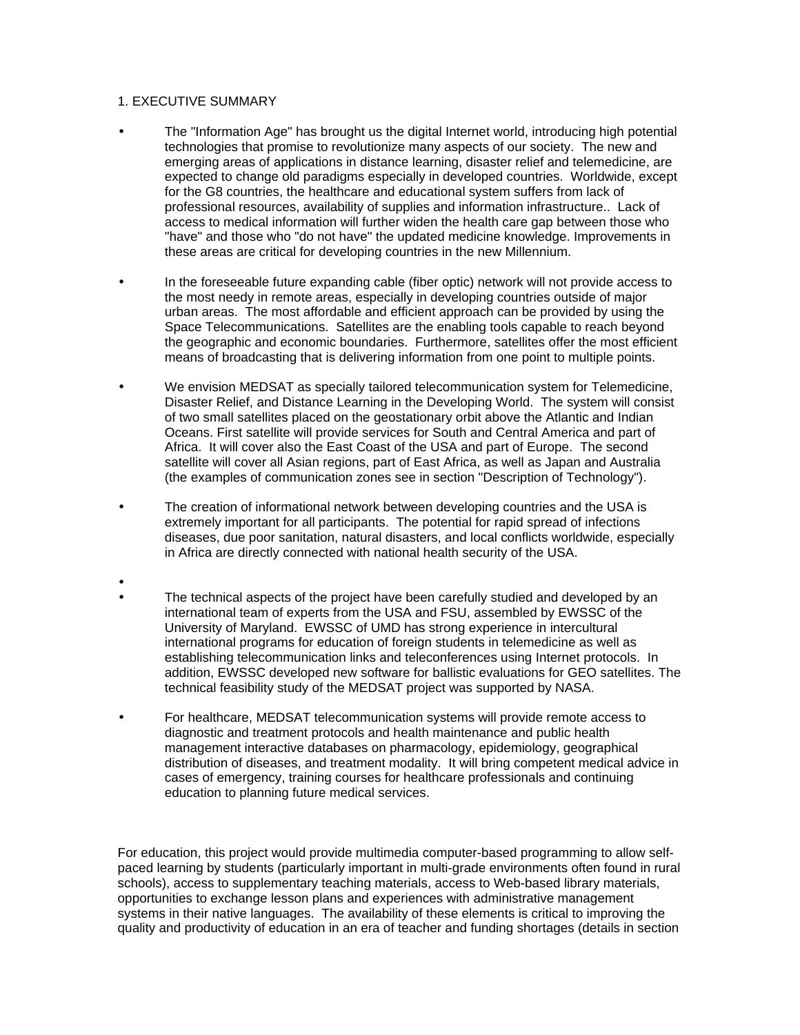## 1. EXECUTIVE SUMMARY

- The "Information Age" has brought us the digital Internet world, introducing high potential technologies that promise to revolutionize many aspects of our society. The new and emerging areas of applications in distance learning, disaster relief and telemedicine, are expected to change old paradigms especially in developed countries. Worldwide, except for the G8 countries, the healthcare and educational system suffers from lack of professional resources, availability of supplies and information infrastructure.. Lack of access to medical information will further widen the health care gap between those who "have" and those who "do not have" the updated medicine knowledge. Improvements in these areas are critical for developing countries in the new Millennium.

- In the foreseeable future expanding cable (fiber optic) network will not provide access to the most needy in remote areas, especially in developing countries outside of major urban areas. The most affordable and efficient approach can be provided by using the Space Telecommunications. Satellites are the enabling tools capable to reach beyond the geographic and economic boundaries. Furthermore, satellites offer the most efficient means of broadcasting that is delivering information from one point to multiple points.

- We envision MEDSAT as specially tailored telecommunication system for Telemedicine, Disaster Relief, and Distance Learning in the Developing World. The system will consist of two small satellites placed on the geostationary orbit above the Atlantic and Indian Oceans. First satellite will provide services for South and Central America and part of Africa. It will cover also the East Coast of the USA and part of Europe. The second satellite will cover all Asian regions, part of East Africa, as well as Japan and Australia (the examples of communication zones see in section "Description of Technology").

- The creation of informational network between developing countries and the USA is extremely important for all participants. The potential for rapid spread of infections diseases, due poor sanitation, natural disasters, and local conflicts worldwide, especially in Africa are directly connected with national health security of the USA.

- The technical aspects of the project have been carefully studied and developed by an international team of experts from the USA and FSU, assembled by EWSSC of the University of Maryland. EWSSC of UMD has strong experience in intercultural international programs for education of foreign students in telemedicine as well as establishing telecommunication links and teleconferences using Internet protocols. In addition, EWSSC developed new software for ballistic evaluations for GEO satellites. The technical feasibility study of the MEDSAT project was supported by NASA.

- For healthcare, MEDSAT telecommunication systems will provide remote access to diagnostic and treatment protocols and health maintenance and public health management interactive databases on pharmacology, epidemiology, geographical distribution of diseases, and treatment modality. It will bring competent medical advice in cases of emergency, training courses for healthcare professionals and continuing education to planning future medical services.

For education, this project would provide multimedia computer-based programming to allow self-paced learning by students (particularly important in multi-grade environments often found in rural schools), access to supplementary teaching materials, access to Web-based library materials, opportunities to exchange lesson plans and experiences with administrative management systems in their native languages. The availability of these elements is critical to improving the quality and productivity of education in an era of teacher and funding shortages (details in section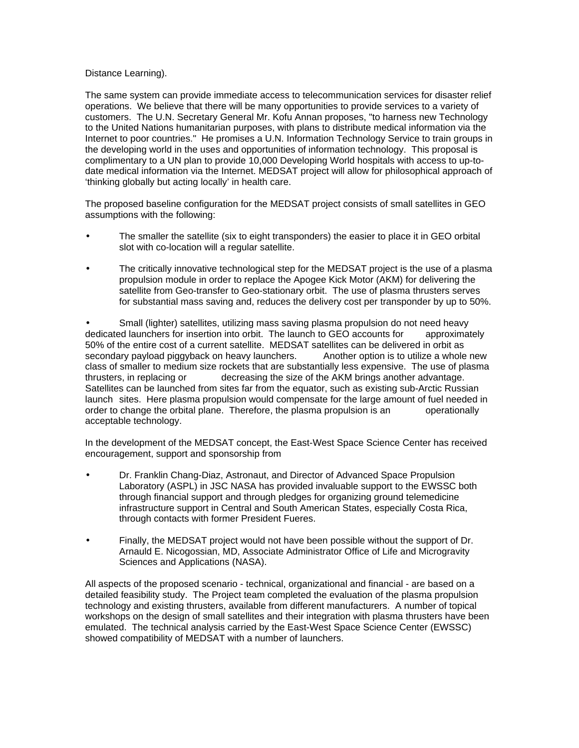Distance Learning).

The same system can provide immediate access to telecommunication services for disaster relief operations. We believe that there will be many opportunities to provide services to a variety of customers. The U.N. Secretary General Mr. Kofu Annan proposes, "to harness new Technology to the United Nations humanitarian purposes, with plans to distribute medical information via the Internet to poor countries." He promises a U.N. Information Technology Service to train groups in the developing world in the uses and opportunities of information technology. This proposal is complimentary to a UN plan to provide 10,000 Developing World hospitals with access to up-to-date medical information via the Internet. MEDSAT project will allow for philosophical approach of 'thinking globally but acting locally' in health care.

The proposed baseline configuration for the MEDSAT project consists of small satellites in GEO assumptions with the following:

- The smaller the satellite (six to eight transponders) the easier to place it in GEO orbital slot with co-location will a regular satellite.

- The critically innovative technological step for the MEDSAT project is the use of a plasma propulsion module in order to replace the Apogee Kick Motor (AKM) for delivering the satellite from Geo-transfer to Geo-stationary orbit. The use of plasma thrusters serves for substantial mass saving and, reduces the delivery cost per transponder by up to 50%.

- Small (lighter) satellites, utilizing mass saving plasma propulsion do not need heavy dedicated launchers for insertion into orbit. The launch to GEO accounts for approximately 50% of the entire cost of a current satellite. MEDSAT satellites can be delivered in orbit as secondary payload piggyback on heavy launchers. Another option is to utilize a whole new class of smaller to medium size rockets that are substantially less expensive. The use of plasma thrusters, in replacing or decreasing the size of the AKM brings another advantage. Satellites can be launched from sites far from the equator, such as existing sub-Arctic Russian launch sites. Here plasma propulsion would compensate for the large amount of fuel needed in order to change the orbital plane. Therefore, the plasma propulsion is an operationally acceptable technology.

In the development of the MEDSAT concept, the East-West Space Science Center has received encouragement, support and sponsorship from

- Dr. Franklin Chang-Diaz, Astronaut, and Director of Advanced Space Propulsion Laboratory (ASPL) in JSC NASA has provided invaluable support to the EWSSC both through financial support and through pledges for organizing ground telemedicine infrastructure support in Central and South American States, especially Costa Rica, through contacts with former President Fueres.

- Finally, the MEDSAT project would not have been possible without the support of Dr. Arnauld E. Nicogossian, MD, Associate Administrator Office of Life and Microgravity Sciences and Applications (NASA).

All aspects of the proposed scenario - technical, organizational and financial - are based on a detailed feasibility study. The Project team completed the evaluation of the plasma propulsion technology and existing thrusters, available from different manufacturers. A number of topical workshops on the design of small satellites and their integration with plasma thrusters have been emulated. The technical analysis carried by the East-West Space Science Center (EWSSC) showed compatibility of MEDSAT with a number of launchers.